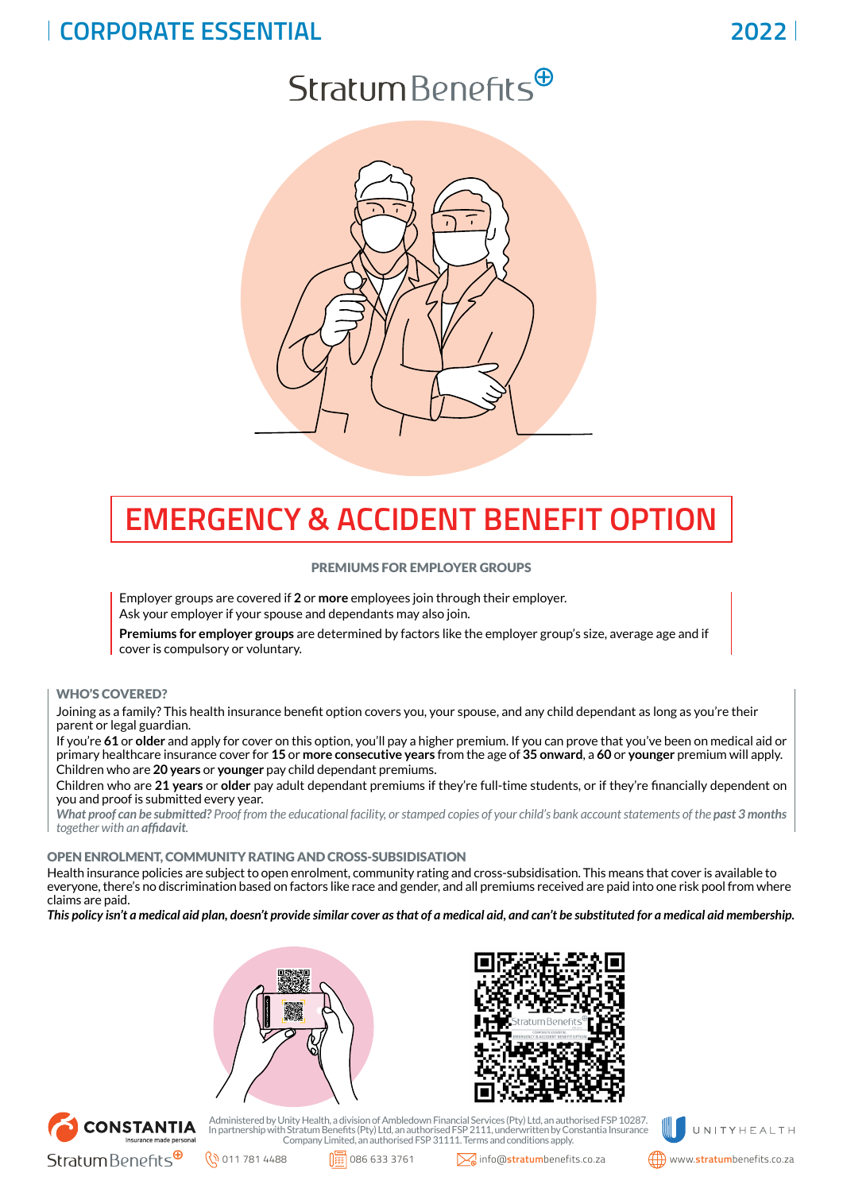CORPORATE ESSENTIAL 2022

Stratum Benefits

# EMERGENCY & ACCIDENT BENEFIT OPTION

### PREMIUMS FOR EMPLOYER GROUPS

Employer groups are covered if **2** or **more** employees join through their employer.
Ask your employer if your spouse and dependants may also join.

**Premiums for employer groups** are determined by factors like the employer group's size, average age and if cover is compulsory or voluntary.

### WHO'S COVERED?

Joining as a family? This health insurance benefit option covers you, your spouse, and any child dependant as long as you're their parent or legal guardian.

If you're **61** or **older** and apply for cover on this option, you'll pay a higher premium. If you can prove that you've been on medical aid or primary healthcare insurance cover for **15** or **more consecutive years** from the age of **35 onward**, a **60** or **younger** premium will apply.

Children who are **20 years** or **younger** pay child dependant premiums.

Children who are **21 years** or **older** pay adult dependant premiums if they're full-time students, or if they're financially dependent on you and proof is submitted every year.

*What proof can be submitted? Proof from the educational facility, or stamped copies of your child's bank account statements of the **past 3 months** together with an **affidavit**.*

### OPEN ENROLMENT, COMMUNITY RATING AND CROSS-SUBSIDISATION

Health insurance policies are subject to open enrolment, community rating and cross-subsidisation. This means that cover is available to everyone, there's no discrimination based on factors like race and gender, and all premiums received are paid into one risk pool from where claims are paid.

***This policy isn't a medical aid plan, doesn't provide similar cover as that of a medical aid, and can't be substituted for a medical aid membership.***

Administered by Unity Health, a division of Ambledown Financial Services (Pty) Ltd, an authorised FSP 10287. In partnership with Stratum Benefits (Pty) Ltd, an authorised FSP 2111, underwritten by Constantia Insurance Company Limited, an authorised FSP 31111. Terms and conditions apply.

011 781 4488 | 086 633 3761 | info@stratumbenefits.co.za | www.stratumbenefits.co.za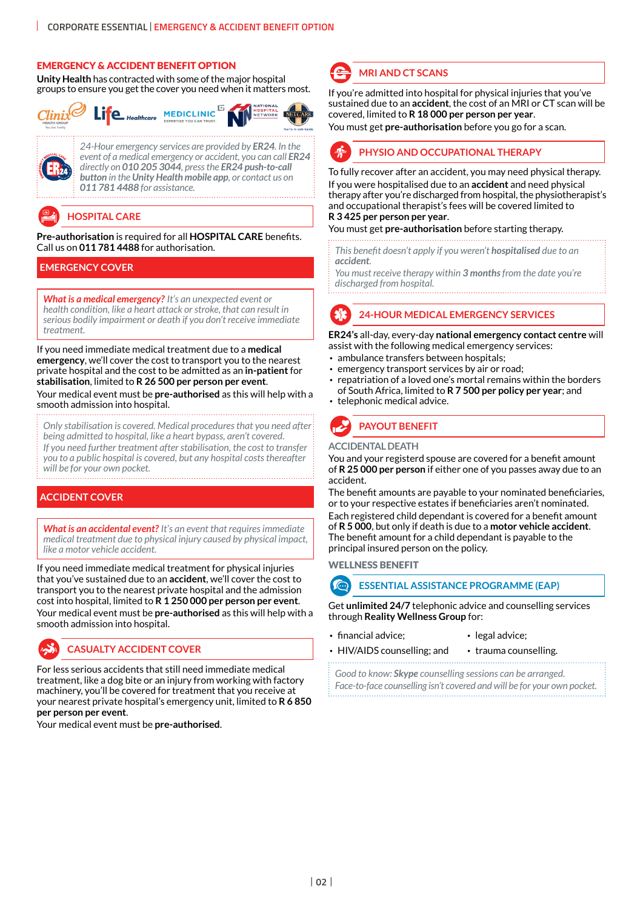# EMERGENCY & ACCIDENT BENEFIT OPTION

**Unity Health** has contracted with some of the major hospital groups to ensure you get the cover you need when it matters most.

*24-Hour emergency services are provided by **ER24**. In the event of a medical emergency or accident, you can call **ER24** directly on **010 205 3044**, press the **ER24 push-to-call button** in the **Unity Health mobile app**, or contact us on **011 781 4488** for assistance.*

## HOSPITAL CARE

**Pre-authorisation** is required for all **HOSPITAL CARE** benefits. Call us on **011 781 4488** for authorisation.

### EMERGENCY COVER

***What is a medical emergency?** It's an unexpected event or health condition, like a heart attack or stroke, that can result in serious bodily impairment or death if you don't receive immediate treatment.*

If you need immediate medical treatment due to a **medical emergency**, we'll cover the cost to transport you to the nearest private hospital and the cost to be admitted as an **in-patient** for **stabilisation**, limited to **R 26 500 per person per event**.

Your medical event must be **pre-authorised** as this will help with a smooth admission into hospital.

*Only stabilisation is covered. Medical procedures that you need after being admitted to hospital, like a heart bypass, aren't covered.*

*If you need further treatment after stabilisation, the cost to transfer you to a public hospital is covered, but any hospital costs thereafter will be for your own pocket.*

### ACCIDENT COVER

***What is an accidental event?** It's an event that requires immediate medical treatment due to physical injury caused by physical impact, like a motor vehicle accident.*

If you need immediate medical treatment for physical injuries that you've sustained due to an **accident**, we'll cover the cost to transport you to the nearest private hospital and the admission cost into hospital, limited to **R 1 250 000 per person per event**.

Your medical event must be **pre-authorised** as this will help with a smooth admission into hospital.

## CASUALTY ACCIDENT COVER

For less serious accidents that still need immediate medical treatment, like a dog bite or an injury from working with factory machinery, you'll be covered for treatment that you receive at your nearest private hospital's emergency unit, limited to **R 6 850 per person per event**.

Your medical event must be **pre-authorised**.

## MRI AND CT SCANS

If you're admitted into hospital for physical injuries that you've sustained due to an **accident**, the cost of an MRI or CT scan will be covered, limited to **R 18 000 per person per year**.

You must get **pre-authorisation** before you go for a scan.

## PHYSIO AND OCCUPATIONAL THERAPY

To fully recover after an accident, you may need physical therapy.

If you were hospitalised due to an **accident** and need physical therapy after you're discharged from hospital, the physiotherapist's and occupational therapist's fees will be covered limited to **R 3 425 per person per year**.

You must get **pre-authorisation** before starting therapy.

*This benefit doesn't apply if you weren't **hospitalised** due to an **accident**.*

*You must receive therapy within **3 months** from the date you're discharged from hospital.*

## 24-HOUR MEDICAL EMERGENCY SERVICES

**ER24's** all-day, every-day **national emergency contact centre** will assist with the following medical emergency services:

- ambulance transfers between hospitals;
- emergency transport services by air or road;
- repatriation of a loved one's mortal remains within the borders of South Africa, limited to **R 7 500 per policy per year**; and
- telephonic medical advice.

## PAYOUT BENEFIT

### ACCIDENTAL DEATH

You and your registerd spouse are covered for a benefit amount of **R 25 000 per person** if either one of you passes away due to an accident.

The benefit amounts are payable to your nominated beneficiaries, or to your respective estates if beneficiaries aren't nominated.

Each registered child dependant is covered for a benefit amount of **R 5 000**, but only if death is due to a **motor vehicle accident**. The benefit amount for a child dependant is payable to the principal insured person on the policy.

### WELLNESS BENEFIT

## ESSENTIAL ASSISTANCE PROGRAMME (EAP)

Get **unlimited 24/7** telephonic advice and counselling services through **Reality Wellness Group** for:

- financial advice;
- legal advice;
- HIV/AIDS counselling; and
- trauma counselling.

*Good to know: **Skype** counselling sessions can be arranged. Face-to-face counselling isn't covered and will be for your own pocket.*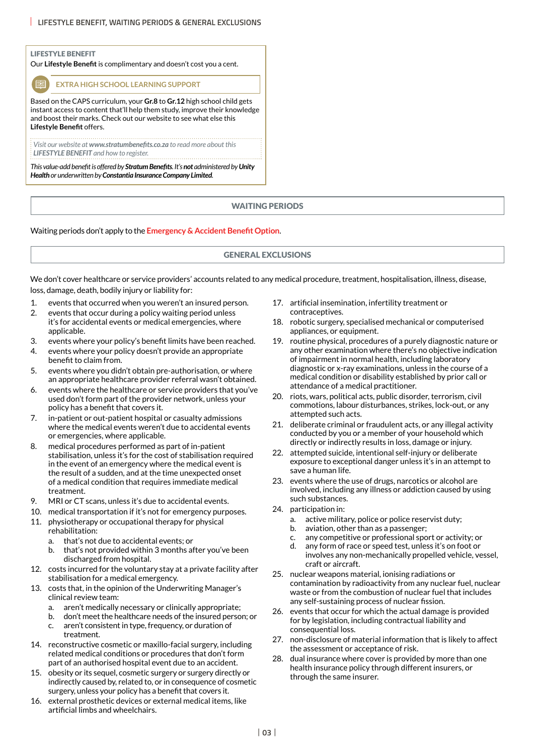# LIFESTYLE BENEFIT, WAITING PERIODS & GENERAL EXCLUSIONS

## LIFESTYLE BENEFIT

Our **Lifestyle Benefit** is complimentary and doesn't cost you a cent.

### EXTRA HIGH SCHOOL LEARNING SUPPORT

Based on the CAPS curriculum, your **Gr.8** to **Gr.12** high school child gets instant access to content that'll help them study, improve their knowledge and boost their marks. Check out our website to see what else this **Lifestyle Benefit** offers.

*Visit our website at **www.stratumbenefits.co.za** to read more about this **LIFESTYLE BENEFIT** and how to register.*

*This value-add benefit is offered by **Stratum Benefits**. It's **not** administered by **Unity Health** or underwritten by **Constantia Insurance Company Limited**.*

## WAITING PERIODS

Waiting periods don't apply to the **Emergency & Accident Benefit Option**.

## GENERAL EXCLUSIONS

We don't cover healthcare or service providers' accounts related to any medical procedure, treatment, hospitalisation, illness, disease, loss, damage, death, bodily injury or liability for:

1. events that occurred when you weren't an insured person.
2. events that occur during a policy waiting period unless it's for accidental events or medical emergencies, where applicable.
3. events where your policy's benefit limits have been reached.
4. events where your policy doesn't provide an appropriate benefit to claim from.
5. events where you didn't obtain pre-authorisation, or where an appropriate healthcare provider referral wasn't obtained.
6. events where the healthcare or service providers that you've used don't form part of the provider network, unless your policy has a benefit that covers it.
7. in-patient or out-patient hospital or casualty admissions where the medical events weren't due to accidental events or emergencies, where applicable.
8. medical procedures performed as part of in-patient stabilisation, unless it's for the cost of stabilisation required in the event of an emergency where the medical event is the result of a sudden, and at the time unexpected onset of a medical condition that requires immediate medical treatment.
9. MRI or CT scans, unless it's due to accidental events.
10. medical transportation if it's not for emergency purposes.
11. physiotherapy or occupational therapy for physical rehabilitation:
    a. that's not due to accidental events; or
    b. that's not provided within 3 months after you've been discharged from hospital.
12. costs incurred for the voluntary stay at a private facility after stabilisation for a medical emergency.
13. costs that, in the opinion of the Underwriting Manager's clinical review team:
    a. aren't medically necessary or clinically appropriate;
    b. don't meet the healthcare needs of the insured person; or
    c. aren't consistent in type, frequency, or duration of treatment.
14. reconstructive cosmetic or maxillo-facial surgery, including related medical conditions or procedures that don't form part of an authorised hospital event due to an accident.
15. obesity or its sequel, cosmetic surgery or surgery directly or indirectly caused by, related to, or in consequence of cosmetic surgery, unless your policy has a benefit that covers it.
16. external prosthetic devices or external medical items, like artificial limbs and wheelchairs.
17. artificial insemination, infertility treatment or contraceptives.
18. robotic surgery, specialised mechanical or computerised appliances, or equipment.
19. routine physical, procedures of a purely diagnostic nature or any other examination where there's no objective indication of impairment in normal health, including laboratory diagnostic or x-ray examinations, unless in the course of a medical condition or disability established by prior call or attendance of a medical practitioner.
20. riots, wars, political acts, public disorder, terrorism, civil commotions, labour disturbances, strikes, lock-out, or any attempted such acts.
21. deliberate criminal or fraudulent acts, or any illegal activity conducted by you or a member of your household which directly or indirectly results in loss, damage or injury.
22. attempted suicide, intentional self-injury or deliberate exposure to exceptional danger unless it's in an attempt to save a human life.
23. events where the use of drugs, narcotics or alcohol are involved, including any illness or addiction caused by using such substances.
24. participation in:
    a. active military, police or police reservist duty;
    b. aviation, other than as a passenger;
    c. any competitive or professional sport or activity; or
    d. any form of race or speed test, unless it's on foot or involves any non-mechanically propelled vehicle, vessel, craft or aircraft.
25. nuclear weapons material, ionising radiations or contamination by radioactivity from any nuclear fuel, nuclear waste or from the combustion of nuclear fuel that includes any self-sustaining process of nuclear fission.
26. events that occur for which the actual damage is provided for by legislation, including contractual liability and consequential loss.
27. non-disclosure of material information that is likely to affect the assessment or acceptance of risk.
28. dual insurance where cover is provided by more than one health insurance policy through different insurers, or through the same insurer.